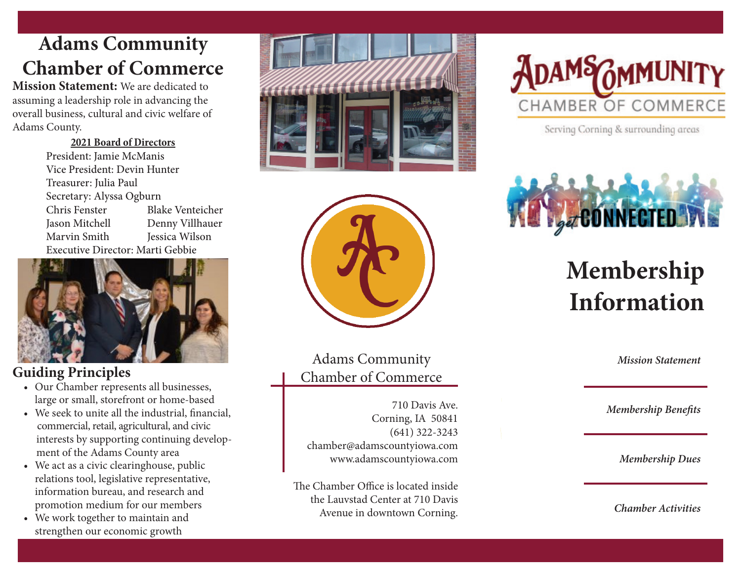# Adams Community Chamber of Commerce

**Mission Statement:** We are dedicated to assuming a leadership role in advancing the overall business, cultural and civic welfare of Adams County.

**2021 Board of Directors**

President: Jamie McManis
Vice President: Devin Hunter
Treasurer: Julia Paul
Secretary: Alyssa Ogburn
Chris Fenster
Blake Venteicher
Jason Mitchell
Denny Villhauer
Marvin Smith
Jessica Wilson
Executive Director: Marti Gebbie

## Guiding Principles

- Our Chamber represents all businesses, large or small, storefront or home-based
- We seek to unite all the industrial, financial, commercial, retail, agricultural, and civic interests by supporting continuing development of the Adams County area
- We act as a civic clearinghouse, public relations tool, legislative representative, information bureau, and research and promotion medium for our members
- We work together to maintain and strengthen our economic growth

Adams Community Chamber of Commerce

710 Davis Ave.
Corning, IA 50841
(641) 322-3243
chamber@adamscountyiowa.com
www.adamscountyiowa.com

The Chamber Office is located inside the Lauvstad Center at 710 Davis Avenue in downtown Corning.

ADAMS COMMUNITY CHAMBER OF COMMERCE

Serving Corning & surrounding areas

get CONNECTED

# Membership Information

*Mission Statement*

*Membership Benefits*

*Membership Dues*

*Chamber Activities*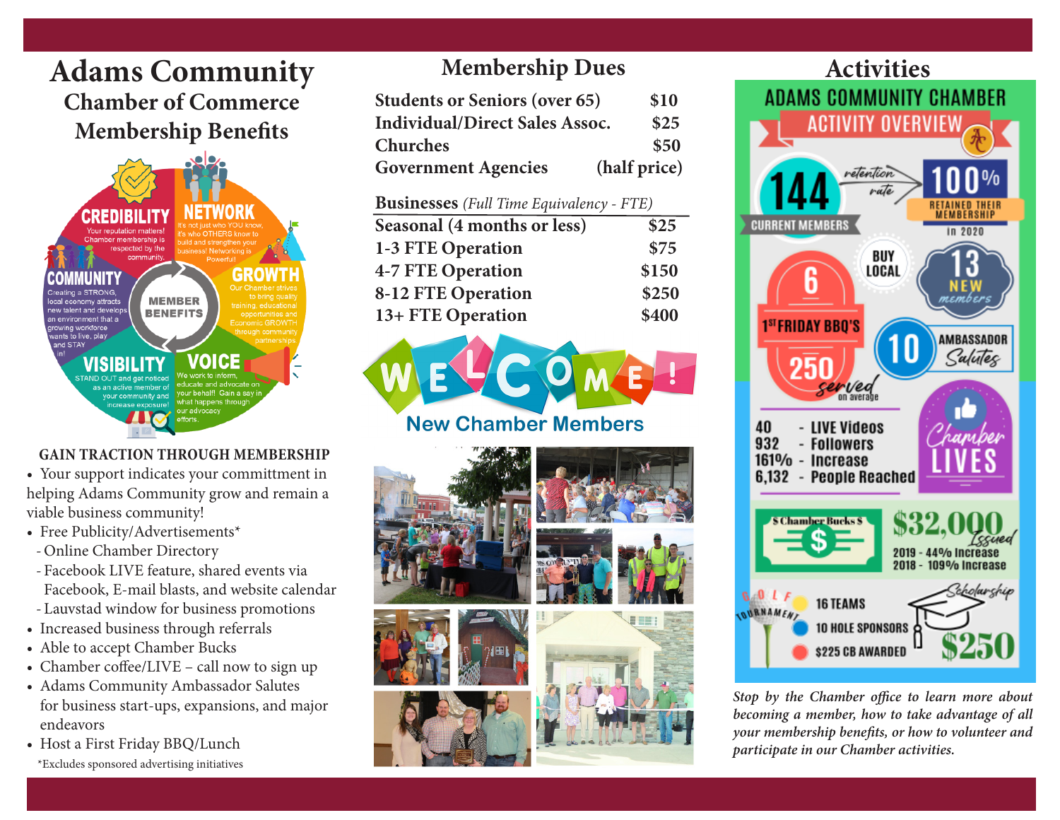# Adams Community

## Chamber of Commerce Membership Benefits

CREDIBILITY
Your reputation matters! Chamber membership is respected by the community.

NETWORK
It's not just who YOU know, it's who OTHERS know to build and strengthen your business! Networking is Powerful!

COMMUNITY
Creating a STRONG, local economy attracts new talent and develops an environment that a growing workforce wants to live, play and STAY in!

MEMBER BENEFITS

GROWTH
Our Chamber strives to bring quality training, educational opportunities and Economic GROWTH through community partnerships.

VISIBILITY
STAND OUT and get noticed as an active member of your community and increase exposure!

VOICE
We work to inform, educate and advocate on your behalf! Gain a say in what happens through our advocacy efforts.

### GAIN TRACTION THROUGH MEMBERSHIP

- Your support indicates your committment in helping Adams Community grow and remain a viable business community!
- Free Publicity/Advertisements*
  - Online Chamber Directory
  - Facebook LIVE feature, shared events via Facebook, E-mail blasts, and website calendar
  - Lauvstad window for business promotions
- Increased business through referrals
- Able to accept Chamber Bucks
- Chamber coffee/LIVE – call now to sign up
- Adams Community Ambassador Salutes for business start-ups, expansions, and major endeavors
- Host a First Friday BBQ/Lunch

*Excludes sponsored advertising initiatives

## Membership Dues

| | |
|---|---|
| Students or Seniors (over 65) | $10 |
| Individual/Direct Sales Assoc. | $25 |
| Churches | $50 |
| Government Agencies | (half price) |

| **Businesses** *(Full Time Equivalency - FTE)* | |
|---|---|
| Seasonal (4 months or less) | $25 |
| 1-3 FTE Operation | $75 |
| 4-7 FTE Operation | $150 |
| 8-12 FTE Operation | $250 |
| 13+ FTE Operation | $400 |

WELCOME!
New Chamber Members

## Activities

ADAMS COMMUNITY CHAMBER
ACTIVITY OVERVIEW

144 CURRENT MEMBERS
retention rate
100% RETAINED THEIR MEMBERSHIP in 2020

BUY LOCAL
13 NEW members

6 1ST FRIDAY BBQ'S
250 served on average

10 AMBASSADOR Salutes

40 - LIVE Videos
932 - Followers
161% - Increase
6,132 - People Reached

Chamber LIVES

$ Chamber Bucks $
$32,000 Issued
2019 - 44% Increase
2018 - 109% Increase

GOLF TOURNAMENT
16 TEAMS
10 HOLE SPONSORS
$225 CB AWARDED

Scholarship
$250

*Stop by the Chamber office to learn more about becoming a member, how to take advantage of all your membership benefits, or how to volunteer and participate in our Chamber activities.*